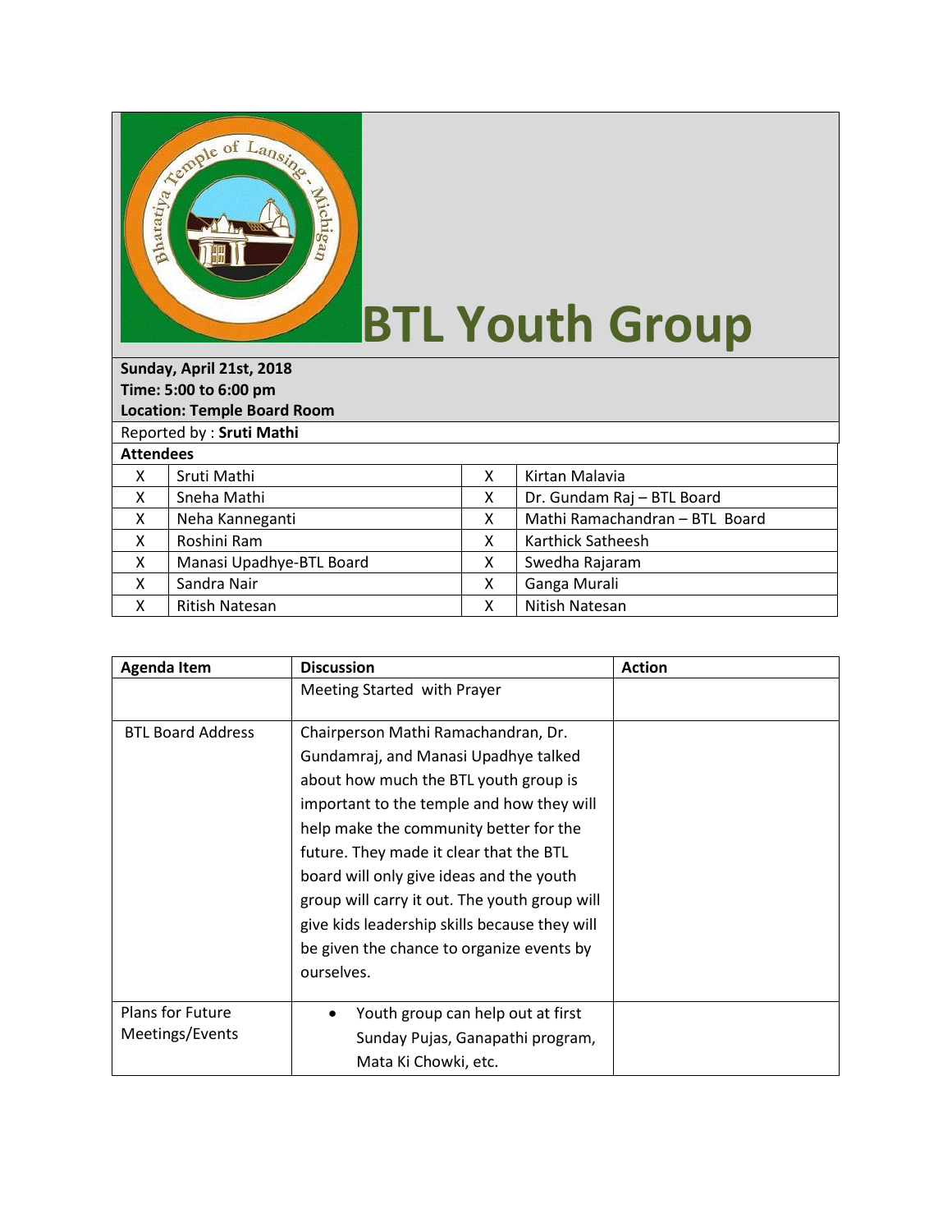# BTL Youth Group

**Sunday, April 21st, 2018**
**Time: 5:00 to 6:00 pm**
**Location: Temple Board Room**

Reported by : **Sruti Mathi**

**Attendees**

| | | | |
|---|---|---|---|
| X | Sruti Mathi | X | Kirtan Malavia |
| X | Sneha Mathi | X | Dr. Gundam Raj – BTL Board |
| X | Neha Kanneganti | X | Mathi Ramachandran – BTL Board |
| X | Roshini Ram | X | Karthick Satheesh |
| X | Manasi Upadhye-BTL Board | X | Swedha Rajaram |
| X | Sandra Nair | X | Ganga Murali |
| X | Ritish Natesan | X | Nitish Natesan |

| Agenda Item | Discussion | Action |
|---|---|---|
| | Meeting Started with Prayer | |
| BTL Board Address | Chairperson Mathi Ramachandran, Dr. Gundamraj, and Manasi Upadhye talked about how much the BTL youth group is important to the temple and how they will help make the community better for the future. They made it clear that the BTL board will only give ideas and the youth group will carry it out. The youth group will give kids leadership skills because they will be given the chance to organize events by ourselves. | |
| Plans for Future Meetings/Events | • Youth group can help out at first Sunday Pujas, Ganapathi program, Mata Ki Chowki, etc. | |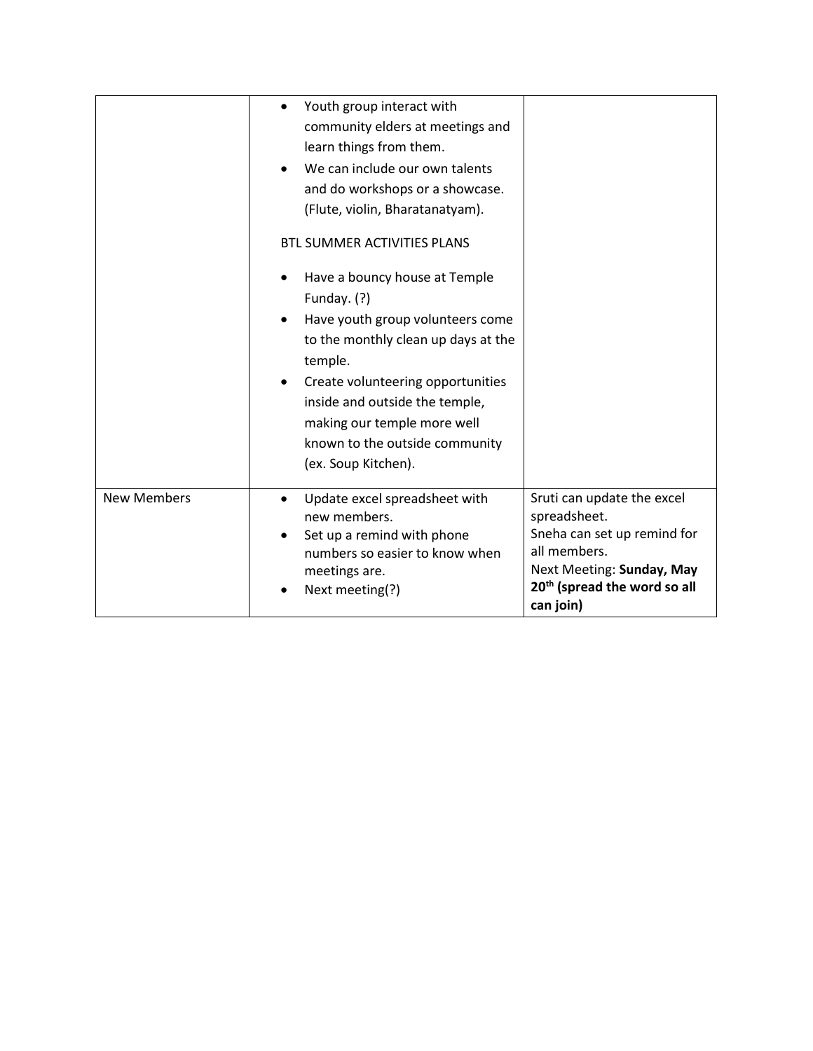| | | |
|---|---|---|
| | • Youth group interact with community elders at meetings and learn things from them.<br>• We can include our own talents and do workshops or a showcase. (Flute, violin, Bharatanatyam).<br><br>BTL SUMMER ACTIVITIES PLANS<br><br>• Have a bouncy house at Temple Funday. (?)<br>• Have youth group volunteers come to the monthly clean up days at the temple.<br>• Create volunteering opportunities inside and outside the temple, making our temple more well known to the outside community (ex. Soup Kitchen). | |
| New Members | • Update excel spreadsheet with new members.<br>• Set up a remind with phone numbers so easier to know when meetings are.<br>• Next meeting(?) | Sruti can update the excel spreadsheet.<br>Sneha can set up remind for all members.<br>Next Meeting: **Sunday, May 20th (spread the word so all can join)** |